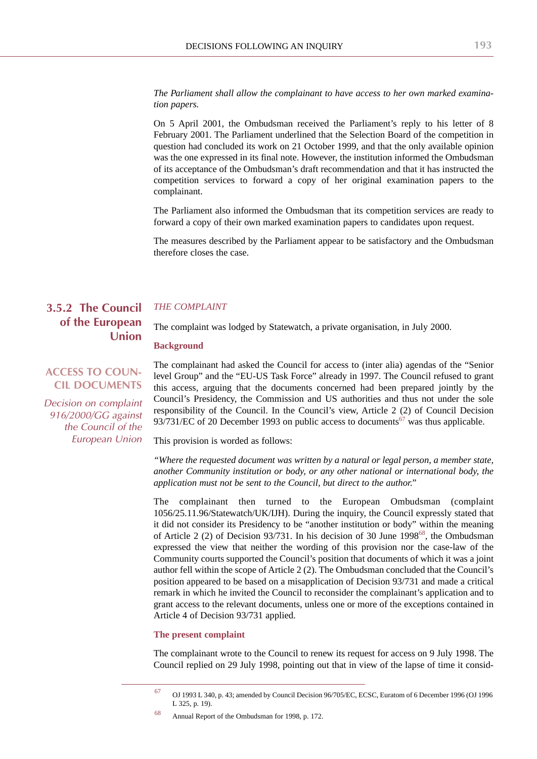*The Parliament shall allow the complainant to have access to her own marked examination papers.*

On 5 April 2001, the Ombudsman received the Parliament's reply to his letter of 8 February 2001. The Parliament underlined that the Selection Board of the competition in question had concluded its work on 21 October 1999, and that the only available opinion was the one expressed in its final note. However, the institution informed the Ombudsman of its acceptance of the Ombudsman's draft recommendation and that it has instructed the competition services to forward a copy of her original examination papers to the complainant.

The Parliament also informed the Ombudsman that its competition services are ready to forward a copy of their own marked examination papers to candidates upon request.

The measures described by the Parliament appear to be satisfactory and the Ombudsman therefore closes the case.

## 3.5.2 The Council of the European Union

### ACCESS TO COUNCIL DOCUMENTS

*Decision on complaint 916/2000/GG against the Council of the European Union*

*THE COMPLAINT*

The complaint was lodged by Statewatch, a private organisation, in July 2000.

**Background**

The complainant had asked the Council for access to (inter alia) agendas of the "Senior level Group" and the "EU-US Task Force" already in 1997. The Council refused to grant this access, arguing that the documents concerned had been prepared jointly by the Council's Presidency, the Commission and US authorities and thus not under the sole responsibility of the Council. In the Council's view, Article 2 (2) of Council Decision 93/731/EC of 20 December 1993 on public access to documents[67] was thus applicable.

This provision is worded as follows:

*"Where the requested document was written by a natural or legal person, a member state, another Community institution or body, or any other national or international body, the application must not be sent to the Council, but direct to the author."*

The complainant then turned to the European Ombudsman (complaint 1056/25.11.96/Statewatch/UK/IJH). During the inquiry, the Council expressly stated that it did not consider its Presidency to be "another institution or body" within the meaning of Article 2 (2) of Decision 93/731. In his decision of 30 June 1998[68], the Ombudsman expressed the view that neither the wording of this provision nor the case-law of the Community courts supported the Council's position that documents of which it was a joint author fell within the scope of Article 2 (2). The Ombudsman concluded that the Council's position appeared to be based on a misapplication of Decision 93/731 and made a critical remark in which he invited the Council to reconsider the complainant's application and to grant access to the relevant documents, unless one or more of the exceptions contained in Article 4 of Decision 93/731 applied.

**The present complaint**

The complainant wrote to the Council to renew its request for access on 9 July 1998. The Council replied on 29 July 1998, pointing out that in view of the lapse of time it consid-

---

[67] OJ 1993 L 340, p. 43; amended by Council Decision 96/705/EC, ECSC, Euratom of 6 December 1996 (OJ 1996 L 325, p. 19).

[68] Annual Report of the Ombudsman for 1998, p. 172.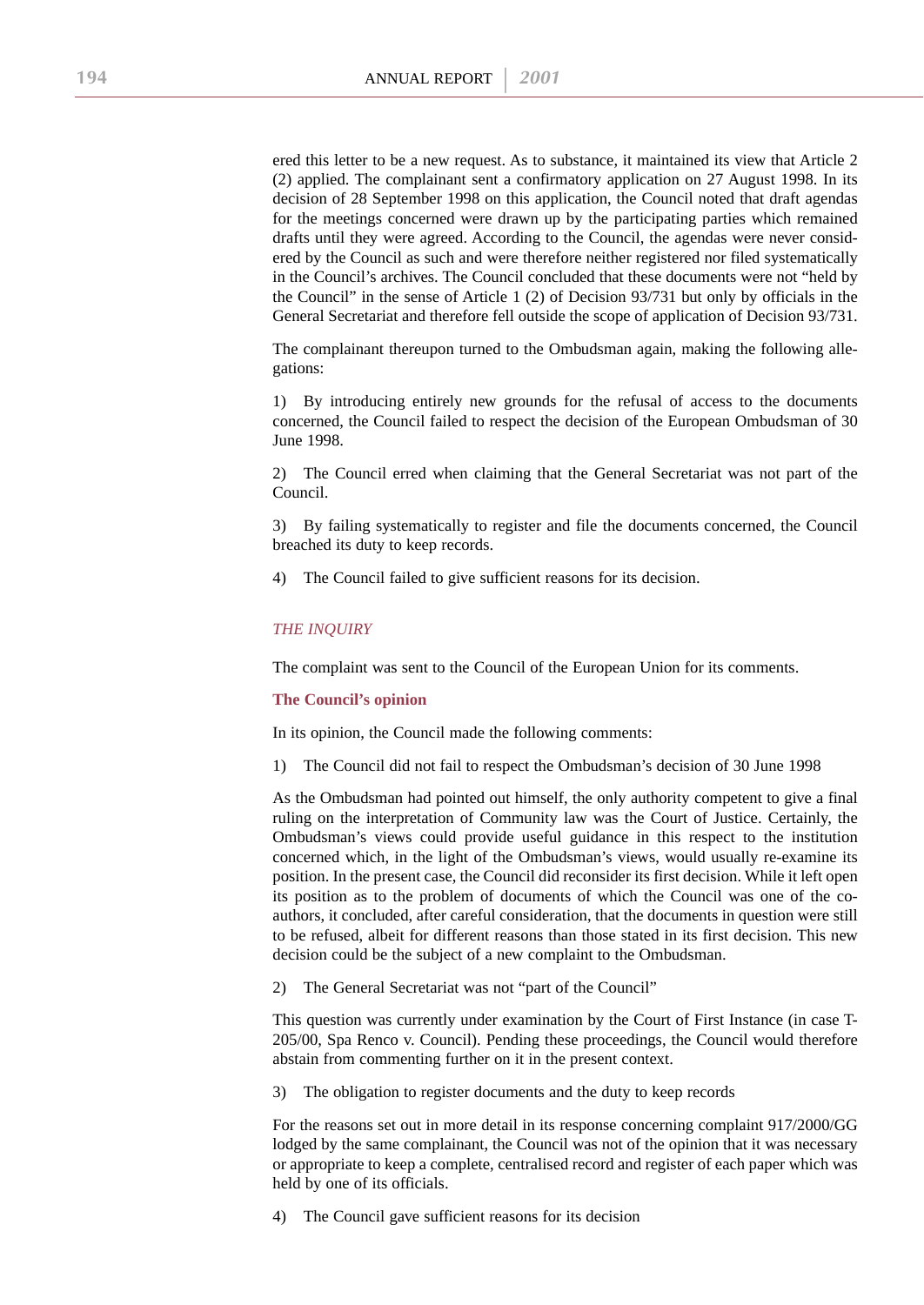ered this letter to be a new request. As to substance, it maintained its view that Article 2 (2) applied. The complainant sent a confirmatory application on 27 August 1998. In its decision of 28 September 1998 on this application, the Council noted that draft agendas for the meetings concerned were drawn up by the participating parties which remained drafts until they were agreed. According to the Council, the agendas were never considered by the Council as such and were therefore neither registered nor filed systematically in the Council's archives. The Council concluded that these documents were not "held by the Council" in the sense of Article 1 (2) of Decision 93/731 but only by officials in the General Secretariat and therefore fell outside the scope of application of Decision 93/731.

The complainant thereupon turned to the Ombudsman again, making the following allegations:

1) By introducing entirely new grounds for the refusal of access to the documents concerned, the Council failed to respect the decision of the European Ombudsman of 30 June 1998.

2) The Council erred when claiming that the General Secretariat was not part of the Council.

3) By failing systematically to register and file the documents concerned, the Council breached its duty to keep records.

4) The Council failed to give sufficient reasons for its decision.

## *THE INQUIRY*

The complaint was sent to the Council of the European Union for its comments.

### The Council's opinion

In its opinion, the Council made the following comments:

1) The Council did not fail to respect the Ombudsman's decision of 30 June 1998

As the Ombudsman had pointed out himself, the only authority competent to give a final ruling on the interpretation of Community law was the Court of Justice. Certainly, the Ombudsman's views could provide useful guidance in this respect to the institution concerned which, in the light of the Ombudsman's views, would usually re-examine its position. In the present case, the Council did reconsider its first decision. While it left open its position as to the problem of documents of which the Council was one of the co-authors, it concluded, after careful consideration, that the documents in question were still to be refused, albeit for different reasons than those stated in its first decision. This new decision could be the subject of a new complaint to the Ombudsman.

2) The General Secretariat was not "part of the Council"

This question was currently under examination by the Court of First Instance (in case T-205/00, Spa Renco v. Council). Pending these proceedings, the Council would therefore abstain from commenting further on it in the present context.

3) The obligation to register documents and the duty to keep records

For the reasons set out in more detail in its response concerning complaint 917/2000/GG lodged by the same complainant, the Council was not of the opinion that it was necessary or appropriate to keep a complete, centralised record and register of each paper which was held by one of its officials.

4) The Council gave sufficient reasons for its decision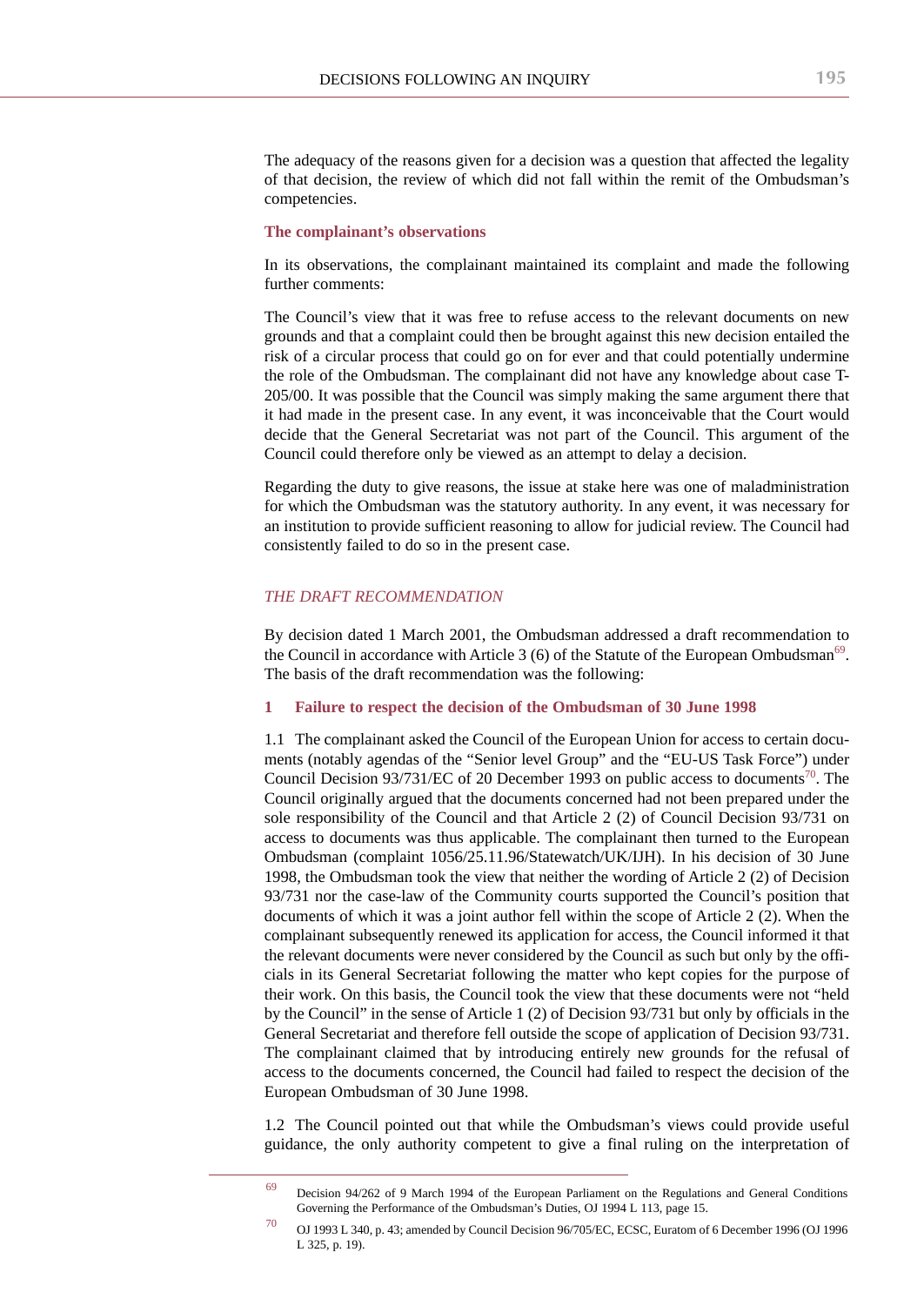The adequacy of the reasons given for a decision was a question that affected the legality of that decision, the review of which did not fall within the remit of the Ombudsman's competencies.

**The complainant's observations**

In its observations, the complainant maintained its complaint and made the following further comments:

The Council's view that it was free to refuse access to the relevant documents on new grounds and that a complaint could then be brought against this new decision entailed the risk of a circular process that could go on for ever and that could potentially undermine the role of the Ombudsman. The complainant did not have any knowledge about case T-205/00. It was possible that the Council was simply making the same argument there that it had made in the present case. In any event, it was inconceivable that the Court would decide that the General Secretariat was not part of the Council. This argument of the Council could therefore only be viewed as an attempt to delay a decision.

Regarding the duty to give reasons, the issue at stake here was one of maladministration for which the Ombudsman was the statutory authority. In any event, it was necessary for an institution to provide sufficient reasoning to allow for judicial review. The Council had consistently failed to do so in the present case.

## *THE DRAFT RECOMMENDATION*

By decision dated 1 March 2001, the Ombudsman addressed a draft recommendation to the Council in accordance with Article 3 (6) of the Statute of the European Ombudsman[69]. The basis of the draft recommendation was the following:

### 1 Failure to respect the decision of the Ombudsman of 30 June 1998

1.1 The complainant asked the Council of the European Union for access to certain documents (notably agendas of the "Senior level Group" and the "EU-US Task Force") under Council Decision 93/731/EC of 20 December 1993 on public access to documents[70]. The Council originally argued that the documents concerned had not been prepared under the sole responsibility of the Council and that Article 2 (2) of Council Decision 93/731 on access to documents was thus applicable. The complainant then turned to the European Ombudsman (complaint 1056/25.11.96/Statewatch/UK/IJH). In his decision of 30 June 1998, the Ombudsman took the view that neither the wording of Article 2 (2) of Decision 93/731 nor the case-law of the Community courts supported the Council's position that documents of which it was a joint author fell within the scope of Article 2 (2). When the complainant subsequently renewed its application for access, the Council informed it that the relevant documents were never considered by the Council as such but only by the officials in its General Secretariat following the matter who kept copies for the purpose of their work. On this basis, the Council took the view that these documents were not "held by the Council" in the sense of Article 1 (2) of Decision 93/731 but only by officials in the General Secretariat and therefore fell outside the scope of application of Decision 93/731. The complainant claimed that by introducing entirely new grounds for the refusal of access to the documents concerned, the Council had failed to respect the decision of the European Ombudsman of 30 June 1998.

1.2 The Council pointed out that while the Ombudsman's views could provide useful guidance, the only authority competent to give a final ruling on the interpretation of

---

[69] Decision 94/262 of 9 March 1994 of the European Parliament on the Regulations and General Conditions Governing the Performance of the Ombudsman's Duties, OJ 1994 L 113, page 15.

[70] OJ 1993 L 340, p. 43; amended by Council Decision 96/705/EC, ECSC, Euratom of 6 December 1996 (OJ 1996 L 325, p. 19).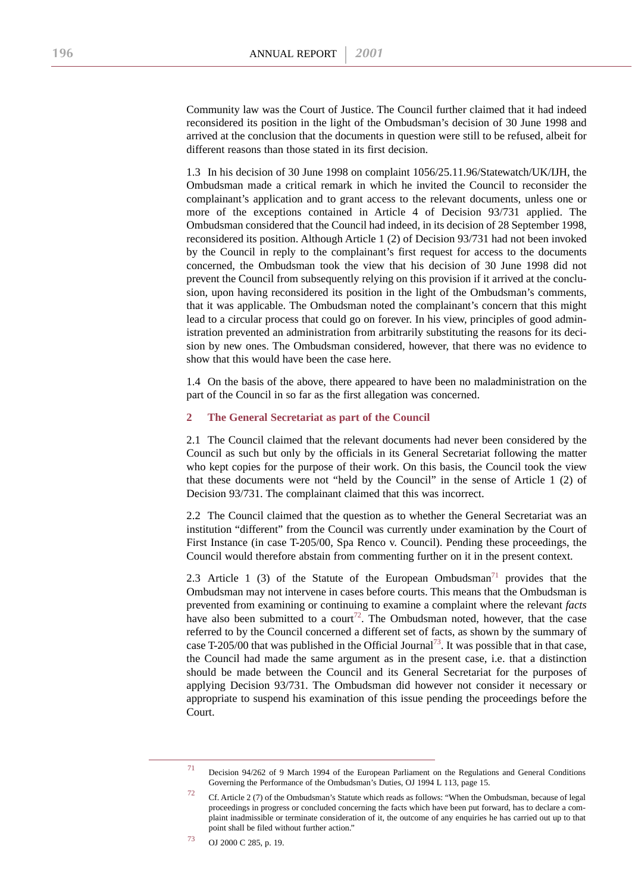Community law was the Court of Justice. The Council further claimed that it had indeed reconsidered its position in the light of the Ombudsman's decision of 30 June 1998 and arrived at the conclusion that the documents in question were still to be refused, albeit for different reasons than those stated in its first decision.

1.3 In his decision of 30 June 1998 on complaint 1056/25.11.96/Statewatch/UK/IJH, the Ombudsman made a critical remark in which he invited the Council to reconsider the complainant's application and to grant access to the relevant documents, unless one or more of the exceptions contained in Article 4 of Decision 93/731 applied. The Ombudsman considered that the Council had indeed, in its decision of 28 September 1998, reconsidered its position. Although Article 1 (2) of Decision 93/731 had not been invoked by the Council in reply to the complainant's first request for access to the documents concerned, the Ombudsman took the view that his decision of 30 June 1998 did not prevent the Council from subsequently relying on this provision if it arrived at the conclusion, upon having reconsidered its position in the light of the Ombudsman's comments, that it was applicable. The Ombudsman noted the complainant's concern that this might lead to a circular process that could go on forever. In his view, principles of good administration prevented an administration from arbitrarily substituting the reasons for its decision by new ones. The Ombudsman considered, however, that there was no evidence to show that this would have been the case here.

1.4 On the basis of the above, there appeared to have been no maladministration on the part of the Council in so far as the first allegation was concerned.

### 2 The General Secretariat as part of the Council

2.1 The Council claimed that the relevant documents had never been considered by the Council as such but only by the officials in its General Secretariat following the matter who kept copies for the purpose of their work. On this basis, the Council took the view that these documents were not "held by the Council" in the sense of Article 1 (2) of Decision 93/731. The complainant claimed that this was incorrect.

2.2 The Council claimed that the question as to whether the General Secretariat was an institution "different" from the Council was currently under examination by the Court of First Instance (in case T-205/00, Spa Renco v. Council). Pending these proceedings, the Council would therefore abstain from commenting further on it in the present context.

2.3 Article 1 (3) of the Statute of the European Ombudsman[71] provides that the Ombudsman may not intervene in cases before courts. This means that the Ombudsman is prevented from examining or continuing to examine a complaint where the relevant *facts* have also been submitted to a court[72]. The Ombudsman noted, however, that the case referred to by the Council concerned a different set of facts, as shown by the summary of case T-205/00 that was published in the Official Journal[73]. It was possible that in that case, the Council had made the same argument as in the present case, i.e. that a distinction should be made between the Council and its General Secretariat for the purposes of applying Decision 93/731. The Ombudsman did however not consider it necessary or appropriate to suspend his examination of this issue pending the proceedings before the Court.

---

[71] Decision 94/262 of 9 March 1994 of the European Parliament on the Regulations and General Conditions Governing the Performance of the Ombudsman's Duties, OJ 1994 L 113, page 15.

[72] Cf. Article 2 (7) of the Ombudsman's Statute which reads as follows: "When the Ombudsman, because of legal proceedings in progress or concluded concerning the facts which have been put forward, has to declare a complaint inadmissible or terminate consideration of it, the outcome of any enquiries he has carried out up to that point shall be filed without further action."

[73] OJ 2000 C 285, p. 19.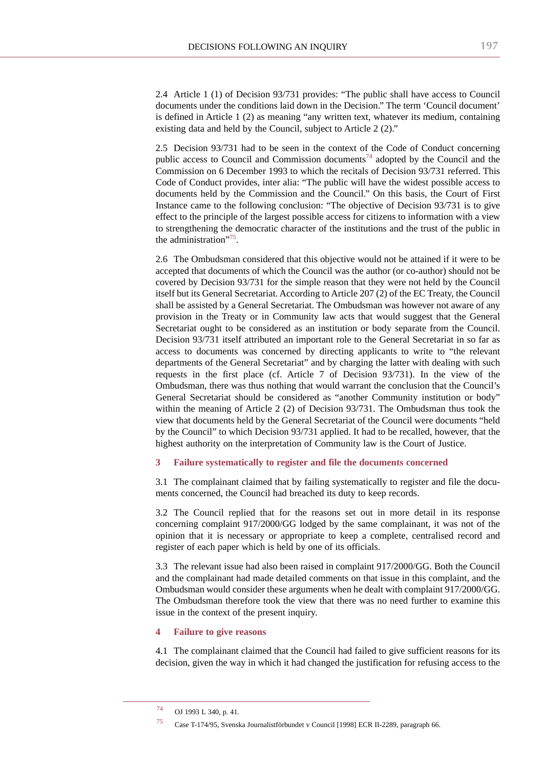2.4 Article 1 (1) of Decision 93/731 provides: "The public shall have access to Council documents under the conditions laid down in the Decision." The term 'Council document' is defined in Article 1 (2) as meaning "any written text, whatever its medium, containing existing data and held by the Council, subject to Article 2 (2)."

2.5 Decision 93/731 had to be seen in the context of the Code of Conduct concerning public access to Council and Commission documents[74] adopted by the Council and the Commission on 6 December 1993 to which the recitals of Decision 93/731 referred. This Code of Conduct provides, inter alia: "The public will have the widest possible access to documents held by the Commission and the Council." On this basis, the Court of First Instance came to the following conclusion: "The objective of Decision 93/731 is to give effect to the principle of the largest possible access for citizens to information with a view to strengthening the democratic character of the institutions and the trust of the public in the administration"[75].

2.6 The Ombudsman considered that this objective would not be attained if it were to be accepted that documents of which the Council was the author (or co-author) should not be covered by Decision 93/731 for the simple reason that they were not held by the Council itself but its General Secretariat. According to Article 207 (2) of the EC Treaty, the Council shall be assisted by a General Secretariat. The Ombudsman was however not aware of any provision in the Treaty or in Community law acts that would suggest that the General Secretariat ought to be considered as an institution or body separate from the Council. Decision 93/731 itself attributed an important role to the General Secretariat in so far as access to documents was concerned by directing applicants to write to "the relevant departments of the General Secretariat" and by charging the latter with dealing with such requests in the first place (cf. Article 7 of Decision 93/731). In the view of the Ombudsman, there was thus nothing that would warrant the conclusion that the Council's General Secretariat should be considered as "another Community institution or body" within the meaning of Article 2 (2) of Decision 93/731. The Ombudsman thus took the view that documents held by the General Secretariat of the Council were documents "held by the Council" to which Decision 93/731 applied. It had to be recalled, however, that the highest authority on the interpretation of Community law is the Court of Justice.

### 3 Failure systematically to register and file the documents concerned

3.1 The complainant claimed that by failing systematically to register and file the documents concerned, the Council had breached its duty to keep records.

3.2 The Council replied that for the reasons set out in more detail in its response concerning complaint 917/2000/GG lodged by the same complainant, it was not of the opinion that it is necessary or appropriate to keep a complete, centralised record and register of each paper which is held by one of its officials.

3.3 The relevant issue had also been raised in complaint 917/2000/GG. Both the Council and the complainant had made detailed comments on that issue in this complaint, and the Ombudsman would consider these arguments when he dealt with complaint 917/2000/GG. The Ombudsman therefore took the view that there was no need further to examine this issue in the context of the present inquiry.

### 4 Failure to give reasons

4.1 The complainant claimed that the Council had failed to give sufficient reasons for its decision, given the way in which it had changed the justification for refusing access to the

---

[74] OJ 1993 L 340, p. 41.

[75] Case T-174/95, Svenska Journalistförbundet v Council [1998] ECR II-2289, paragraph 66.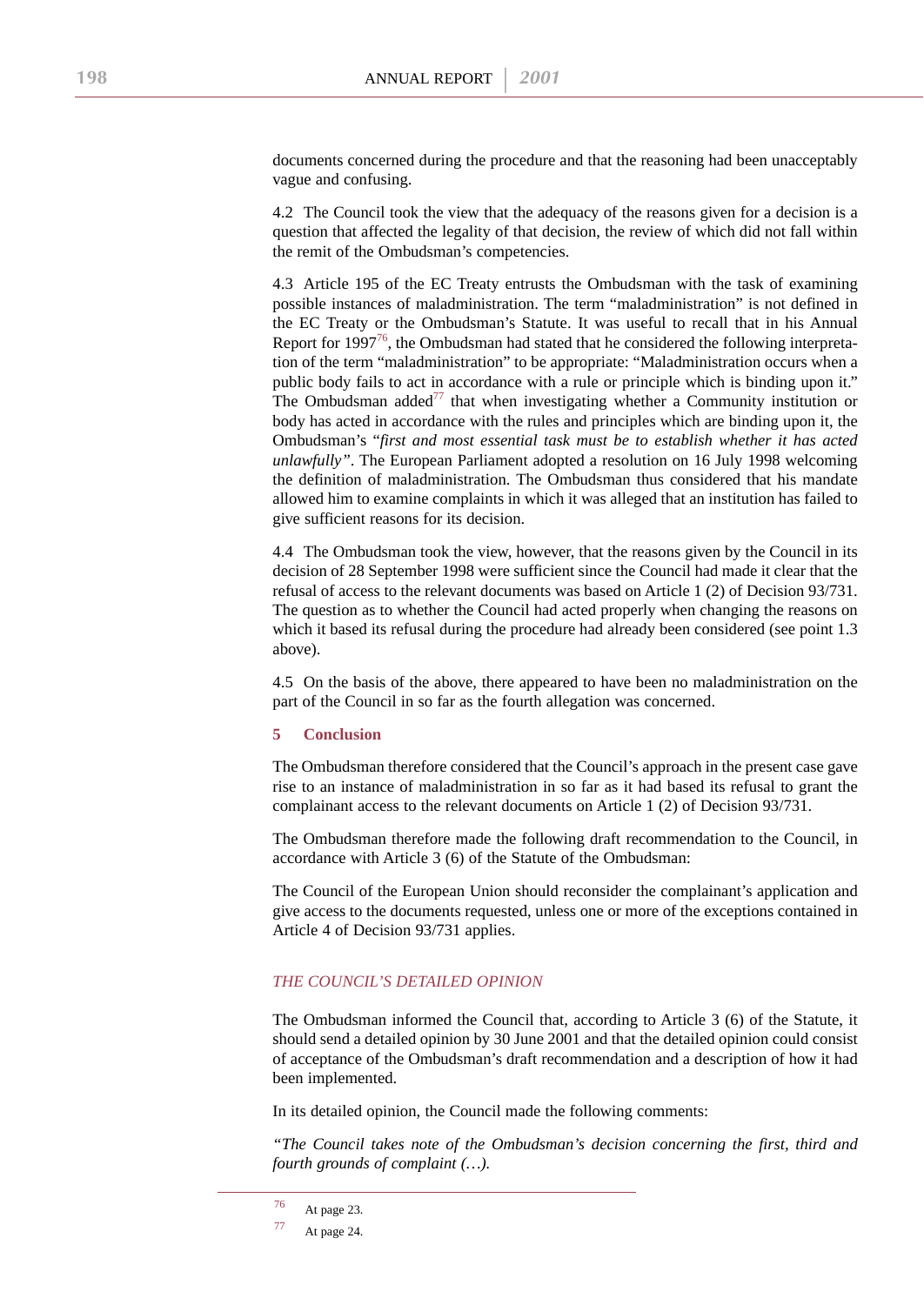documents concerned during the procedure and that the reasoning had been unacceptably vague and confusing.

4.2 The Council took the view that the adequacy of the reasons given for a decision is a question that affected the legality of that decision, the review of which did not fall within the remit of the Ombudsman's competencies.

4.3 Article 195 of the EC Treaty entrusts the Ombudsman with the task of examining possible instances of maladministration. The term "maladministration" is not defined in the EC Treaty or the Ombudsman's Statute. It was useful to recall that in his Annual Report for 1997[76], the Ombudsman had stated that he considered the following interpretation of the term "maladministration" to be appropriate: "Maladministration occurs when a public body fails to act in accordance with a rule or principle which is binding upon it." The Ombudsman added[77] that when investigating whether a Community institution or body has acted in accordance with the rules and principles which are binding upon it, the Ombudsman's "*first and most essential task must be to establish whether it has acted unlawfully*". The European Parliament adopted a resolution on 16 July 1998 welcoming the definition of maladministration. The Ombudsman thus considered that his mandate allowed him to examine complaints in which it was alleged that an institution has failed to give sufficient reasons for its decision.

4.4 The Ombudsman took the view, however, that the reasons given by the Council in its decision of 28 September 1998 were sufficient since the Council had made it clear that the refusal of access to the relevant documents was based on Article 1 (2) of Decision 93/731. The question as to whether the Council had acted properly when changing the reasons on which it based its refusal during the procedure had already been considered (see point 1.3 above).

4.5 On the basis of the above, there appeared to have been no maladministration on the part of the Council in so far as the fourth allegation was concerned.

### 5 Conclusion

The Ombudsman therefore considered that the Council's approach in the present case gave rise to an instance of maladministration in so far as it had based its refusal to grant the complainant access to the relevant documents on Article 1 (2) of Decision 93/731.

The Ombudsman therefore made the following draft recommendation to the Council, in accordance with Article 3 (6) of the Statute of the Ombudsman:

The Council of the European Union should reconsider the complainant's application and give access to the documents requested, unless one or more of the exceptions contained in Article 4 of Decision 93/731 applies.

### *THE COUNCIL'S DETAILED OPINION*

The Ombudsman informed the Council that, according to Article 3 (6) of the Statute, it should send a detailed opinion by 30 June 2001 and that the detailed opinion could consist of acceptance of the Ombudsman's draft recommendation and a description of how it had been implemented.

In its detailed opinion, the Council made the following comments:

*"The Council takes note of the Ombudsman's decision concerning the first, third and fourth grounds of complaint (…).*

---

[76] At page 23.

[77] At page 24.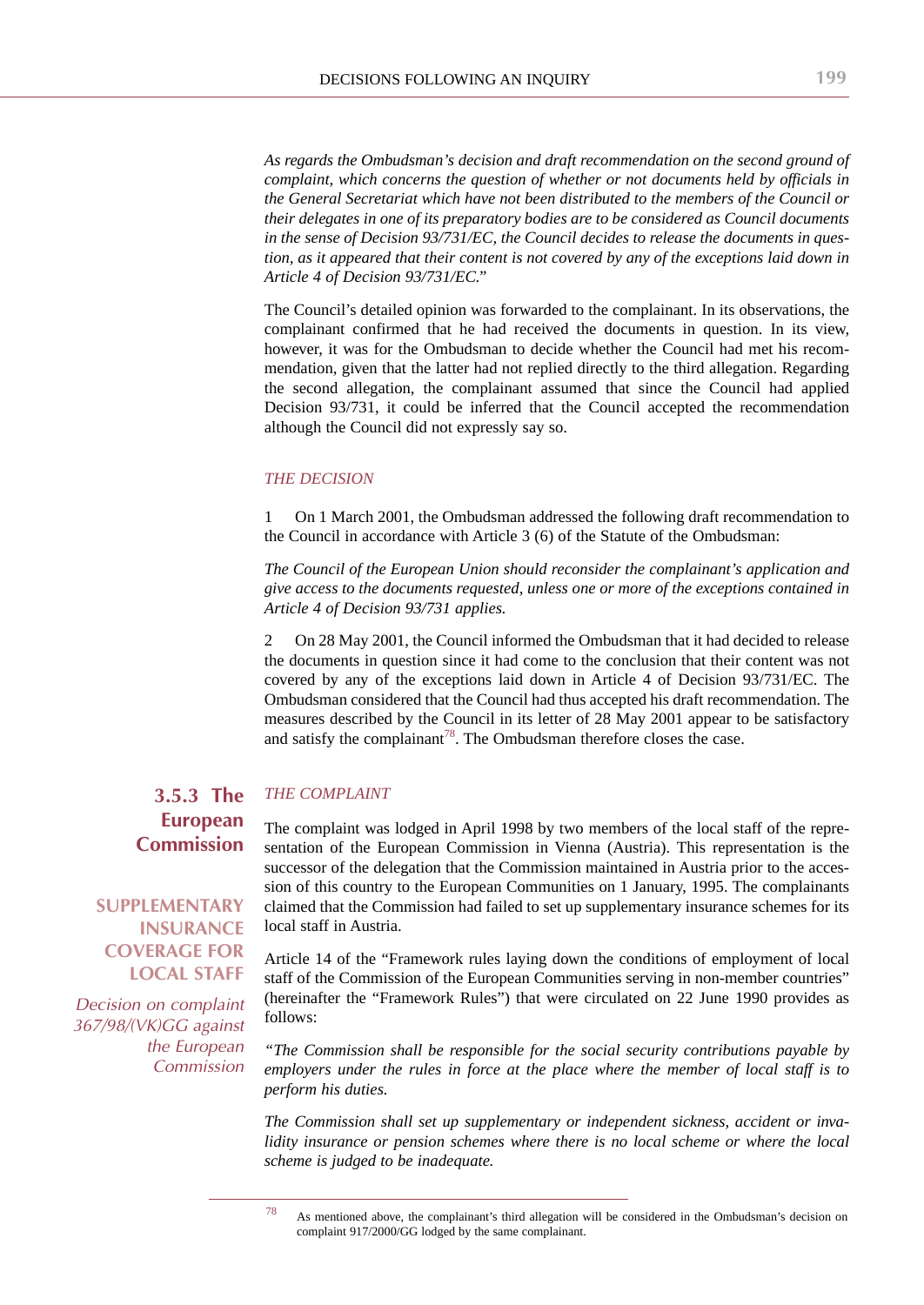*As regards the Ombudsman's decision and draft recommendation on the second ground of complaint, which concerns the question of whether or not documents held by officials in the General Secretariat which have not been distributed to the members of the Council or their delegates in one of its preparatory bodies are to be considered as Council documents in the sense of Decision 93/731/EC, the Council decides to release the documents in question, as it appeared that their content is not covered by any of the exceptions laid down in Article 4 of Decision 93/731/EC.*"

The Council's detailed opinion was forwarded to the complainant. In its observations, the complainant confirmed that he had received the documents in question. In its view, however, it was for the Ombudsman to decide whether the Council had met his recommendation, given that the latter had not replied directly to the third allegation. Regarding the second allegation, the complainant assumed that since the Council had applied Decision 93/731, it could be inferred that the Council accepted the recommendation although the Council did not expressly say so.

*THE DECISION*

1 On 1 March 2001, the Ombudsman addressed the following draft recommendation to the Council in accordance with Article 3 (6) of the Statute of the Ombudsman:

*The Council of the European Union should reconsider the complainant's application and give access to the documents requested, unless one or more of the exceptions contained in Article 4 of Decision 93/731 applies.*

2 On 28 May 2001, the Council informed the Ombudsman that it had decided to release the documents in question since it had come to the conclusion that their content was not covered by any of the exceptions laid down in Article 4 of Decision 93/731/EC. The Ombudsman considered that the Council had thus accepted his draft recommendation. The measures described by the Council in its letter of 28 May 2001 appear to be satisfactory and satisfy the complainant[78]. The Ombudsman therefore closes the case.

### 3.5.3 The European Commission

## SUPPLEMENTARY INSURANCE COVERAGE FOR LOCAL STAFF

*Decision on complaint 367/98/(VK)GG against the European Commission*

*THE COMPLAINT*

The complaint was lodged in April 1998 by two members of the local staff of the representation of the European Commission in Vienna (Austria). This representation is the successor of the delegation that the Commission maintained in Austria prior to the accession of this country to the European Communities on 1 January, 1995. The complainants claimed that the Commission had failed to set up supplementary insurance schemes for its local staff in Austria.

Article 14 of the "Framework rules laying down the conditions of employment of local staff of the Commission of the European Communities serving in non-member countries" (hereinafter the "Framework Rules") that were circulated on 22 June 1990 provides as follows:

*"The Commission shall be responsible for the social security contributions payable by employers under the rules in force at the place where the member of local staff is to perform his duties.*

*The Commission shall set up supplementary or independent sickness, accident or invalidity insurance or pension schemes where there is no local scheme or where the local scheme is judged to be inadequate.*

[78] As mentioned above, the complainant's third allegation will be considered in the Ombudsman's decision on complaint 917/2000/GG lodged by the same complainant.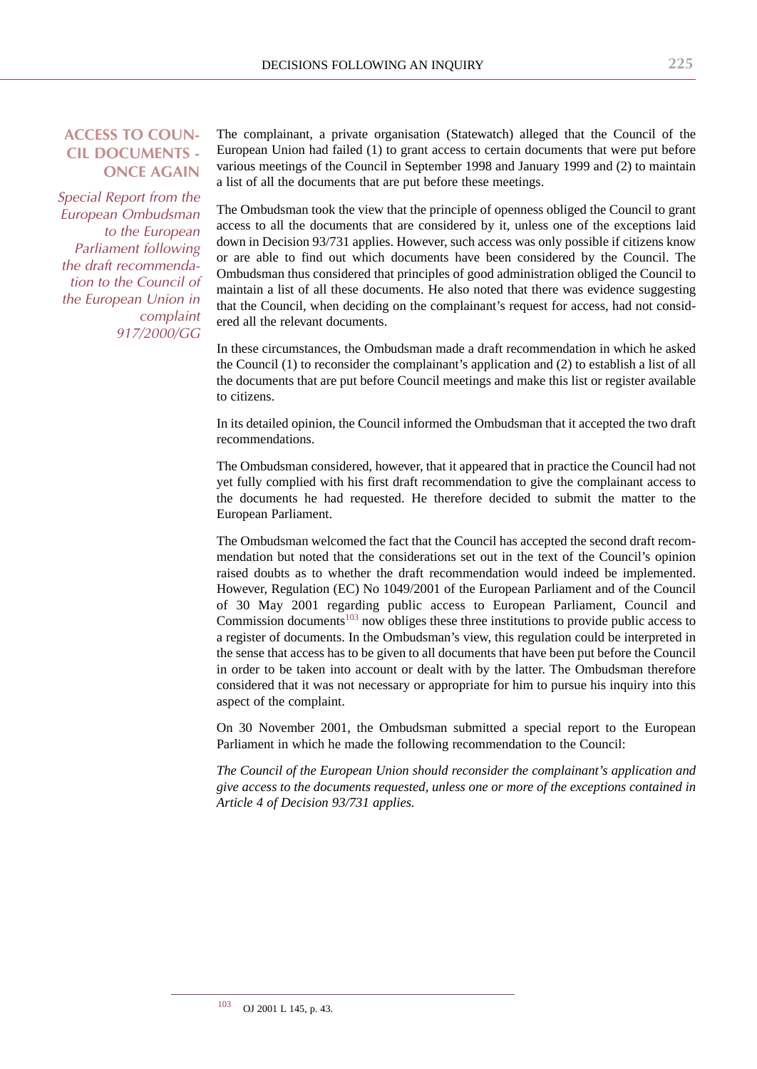## ACCESS TO COUNCIL DOCUMENTS - ONCE AGAIN

*Special Report from the European Ombudsman to the European Parliament following the draft recommendation to the Council of the European Union in complaint 917/2000/GG*

The complainant, a private organisation (Statewatch) alleged that the Council of the European Union had failed (1) to grant access to certain documents that were put before various meetings of the Council in September 1998 and January 1999 and (2) to maintain a list of all the documents that are put before these meetings.

The Ombudsman took the view that the principle of openness obliged the Council to grant access to all the documents that are considered by it, unless one of the exceptions laid down in Decision 93/731 applies. However, such access was only possible if citizens know or are able to find out which documents have been considered by the Council. The Ombudsman thus considered that principles of good administration obliged the Council to maintain a list of all these documents. He also noted that there was evidence suggesting that the Council, when deciding on the complainant's request for access, had not considered all the relevant documents.

In these circumstances, the Ombudsman made a draft recommendation in which he asked the Council (1) to reconsider the complainant's application and (2) to establish a list of all the documents that are put before Council meetings and make this list or register available to citizens.

In its detailed opinion, the Council informed the Ombudsman that it accepted the two draft recommendations.

The Ombudsman considered, however, that it appeared that in practice the Council had not yet fully complied with his first draft recommendation to give the complainant access to the documents he had requested. He therefore decided to submit the matter to the European Parliament.

The Ombudsman welcomed the fact that the Council has accepted the second draft recommendation but noted that the considerations set out in the text of the Council's opinion raised doubts as to whether the draft recommendation would indeed be implemented. However, Regulation (EC) No 1049/2001 of the European Parliament and of the Council of 30 May 2001 regarding public access to European Parliament, Council and Commission documents[103] now obliges these three institutions to provide public access to a register of documents. In the Ombudsman's view, this regulation could be interpreted in the sense that access has to be given to all documents that have been put before the Council in order to be taken into account or dealt with by the latter. The Ombudsman therefore considered that it was not necessary or appropriate for him to pursue his inquiry into this aspect of the complaint.

On 30 November 2001, the Ombudsman submitted a special report to the European Parliament in which he made the following recommendation to the Council:

*The Council of the European Union should reconsider the complainant's application and give access to the documents requested, unless one or more of the exceptions contained in Article 4 of Decision 93/731 applies.*

[103] OJ 2001 L 145, p. 43.